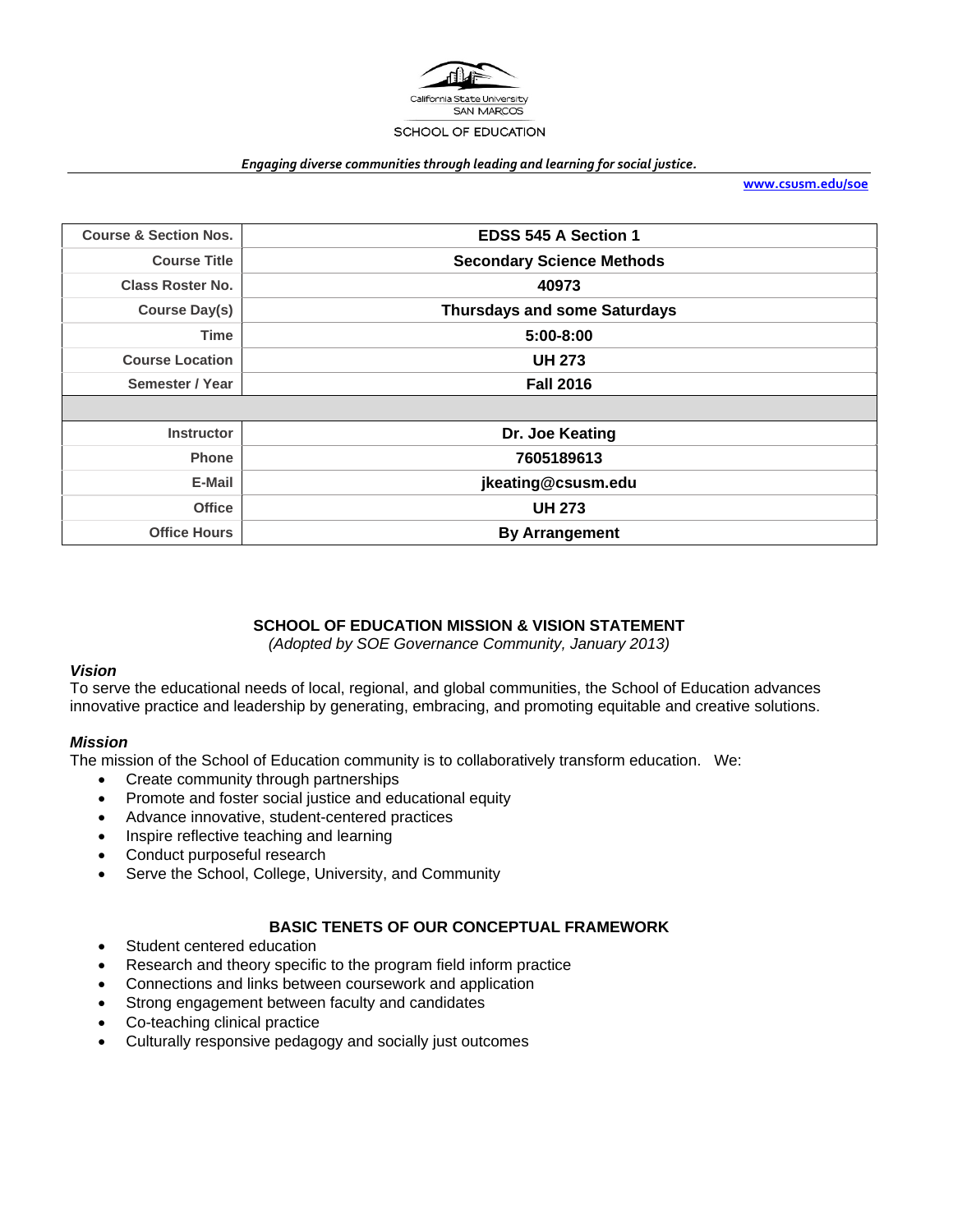California State University
SAN MARCOS
SCHOOL OF EDUCATION

*Engaging diverse communities through leading and learning for social justice.*

**www.csusm.edu/soe**

| | |
|---|---|
| **Course & Section Nos.** | **EDSS 545 A Section 1** |
| **Course Title** | **Secondary Science Methods** |
| **Class Roster No.** | **40973** |
| **Course Day(s)** | **Thursdays and some Saturdays** |
| **Time** | **5:00-8:00** |
| **Course Location** | **UH 273** |
| **Semester / Year** | **Fall 2016** |
| | |
| **Instructor** | **Dr. Joe Keating** |
| **Phone** | **7605189613** |
| **E-Mail** | **jkeating@csusm.edu** |
| **Office** | **UH 273** |
| **Office Hours** | **By Arrangement** |

## SCHOOL OF EDUCATION MISSION & VISION STATEMENT

*(Adopted by SOE Governance Community, January 2013)*

### *Vision*

To serve the educational needs of local, regional, and global communities, the School of Education advances innovative practice and leadership by generating, embracing, and promoting equitable and creative solutions.

### *Mission*

The mission of the School of Education community is to collaboratively transform education. We:

- Create community through partnerships
- Promote and foster social justice and educational equity
- Advance innovative, student-centered practices
- Inspire reflective teaching and learning
- Conduct purposeful research
- Serve the School, College, University, and Community

## BASIC TENETS OF OUR CONCEPTUAL FRAMEWORK

- Student centered education
- Research and theory specific to the program field inform practice
- Connections and links between coursework and application
- Strong engagement between faculty and candidates
- Co-teaching clinical practice
- Culturally responsive pedagogy and socially just outcomes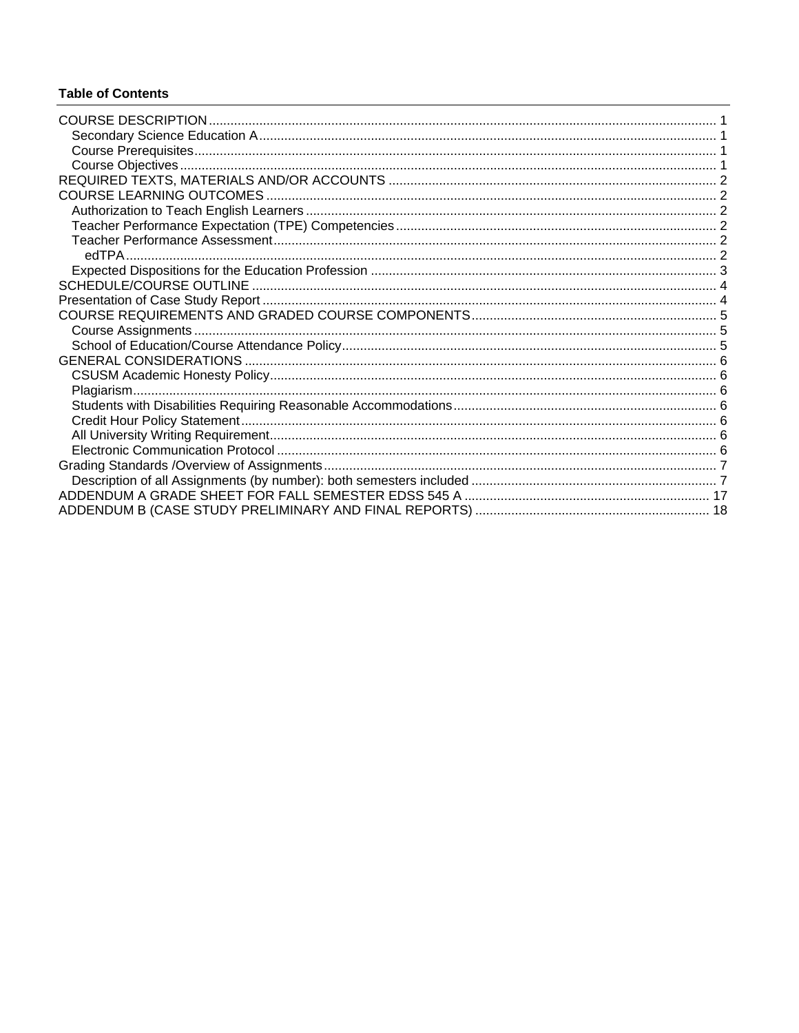**Table of Contents**

COURSE DESCRIPTION ........ 1
- Secondary Science Education A ........ 1
- Course Prerequisites ........ 1
- Course Objectives ........ 1

REQUIRED TEXTS, MATERIALS AND/OR ACCOUNTS ........ 2

COURSE LEARNING OUTCOMES ........ 2
- Authorization to Teach English Learners ........ 2
- Teacher Performance Expectation (TPE) Competencies ........ 2
- Teacher Performance Assessment ........ 2
  - edTPA ........ 2
- Expected Dispositions for the Education Profession ........ 3

SCHEDULE/COURSE OUTLINE ........ 4

Presentation of Case Study Report ........ 4

COURSE REQUIREMENTS AND GRADED COURSE COMPONENTS ........ 5
- Course Assignments ........ 5
- School of Education/Course Attendance Policy ........ 5

GENERAL CONSIDERATIONS ........ 6
- CSUSM Academic Honesty Policy ........ 6
- Plagiarism ........ 6
- Students with Disabilities Requiring Reasonable Accommodations ........ 6
- Credit Hour Policy Statement ........ 6
- All University Writing Requirement ........ 6
- Electronic Communication Protocol ........ 6

Grading Standards /Overview of Assignments ........ 7
- Description of all Assignments (by number): both semesters included ........ 7

ADDENDUM A GRADE SHEET FOR FALL SEMESTER EDSS 545 A ........ 17

ADDENDUM B (CASE STUDY PRELIMINARY AND FINAL REPORTS) ........ 18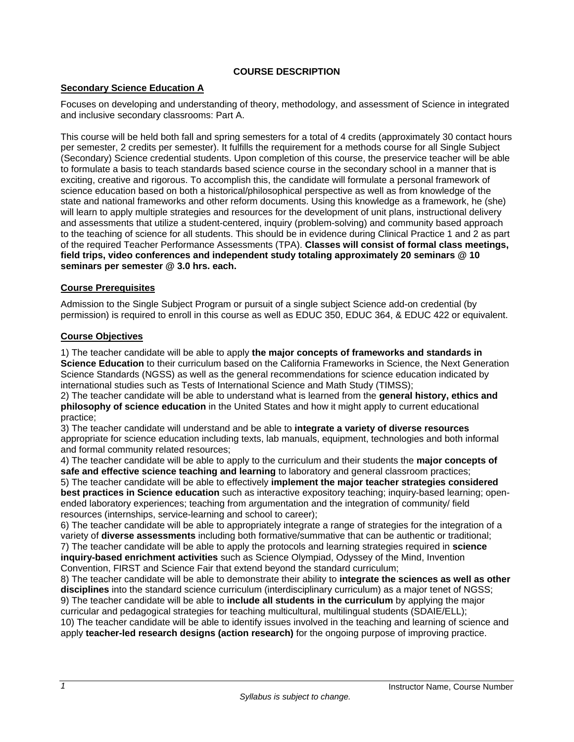# COURSE DESCRIPTION

## Secondary Science Education A

Focuses on developing and understanding of theory, methodology, and assessment of Science in integrated and inclusive secondary classrooms: Part A.

This course will be held both fall and spring semesters for a total of 4 credits (approximately 30 contact hours per semester, 2 credits per semester). It fulfills the requirement for a methods course for all Single Subject (Secondary) Science credential students. Upon completion of this course, the preservice teacher will be able to formulate a basis to teach standards based science course in the secondary school in a manner that is exciting, creative and rigorous. To accomplish this, the candidate will formulate a personal framework of science education based on both a historical/philosophical perspective as well as from knowledge of the state and national frameworks and other reform documents. Using this knowledge as a framework, he (she) will learn to apply multiple strategies and resources for the development of unit plans, instructional delivery and assessments that utilize a student-centered, inquiry (problem-solving) and community based approach to the teaching of science for all students. This should be in evidence during Clinical Practice 1 and 2 as part of the required Teacher Performance Assessments (TPA). **Classes will consist of formal class meetings, field trips, video conferences and independent study totaling approximately 20 seminars @ 10 seminars per semester @ 3.0 hrs. each.**

## Course Prerequisites

Admission to the Single Subject Program or pursuit of a single subject Science add-on credential (by permission) is required to enroll in this course as well as EDUC 350, EDUC 364, & EDUC 422 or equivalent.

## Course Objectives

1) The teacher candidate will be able to apply **the major concepts of frameworks and standards in Science Education** to their curriculum based on the California Frameworks in Science, the Next Generation Science Standards (NGSS) as well as the general recommendations for science education indicated by international studies such as Tests of International Science and Math Study (TIMSS);
2) The teacher candidate will be able to understand what is learned from the **general history, ethics and philosophy of science education** in the United States and how it might apply to current educational practice;
3) The teacher candidate will understand and be able to **integrate a variety of diverse resources** appropriate for science education including texts, lab manuals, equipment, technologies and both informal and formal community related resources;
4) The teacher candidate will be able to apply to the curriculum and their students the **major concepts of safe and effective science teaching and learning** to laboratory and general classroom practices;
5) The teacher candidate will be able to effectively **implement the major teacher strategies considered best practices in Science education** such as interactive expository teaching; inquiry-based learning; open-ended laboratory experiences; teaching from argumentation and the integration of community/ field resources (internships, service-learning and school to career);
6) The teacher candidate will be able to appropriately integrate a range of strategies for the integration of a variety of **diverse assessments** including both formative/summative that can be authentic or traditional;
7) The teacher candidate will be able to apply the protocols and learning strategies required in **science inquiry-based enrichment activities** such as Science Olympiad, Odyssey of the Mind, Invention Convention, FIRST and Science Fair that extend beyond the standard curriculum;
8) The teacher candidate will be able to demonstrate their ability to **integrate the sciences as well as other disciplines** into the standard science curriculum (interdisciplinary curriculum) as a major tenet of NGSS;
9) The teacher candidate will be able to **include all students in the curriculum** by applying the major curricular and pedagogical strategies for teaching multicultural, multilingual students (SDAIE/ELL);
10) The teacher candidate will be able to identify issues involved in the teaching and learning of science and apply **teacher-led research designs (action research)** for the ongoing purpose of improving practice.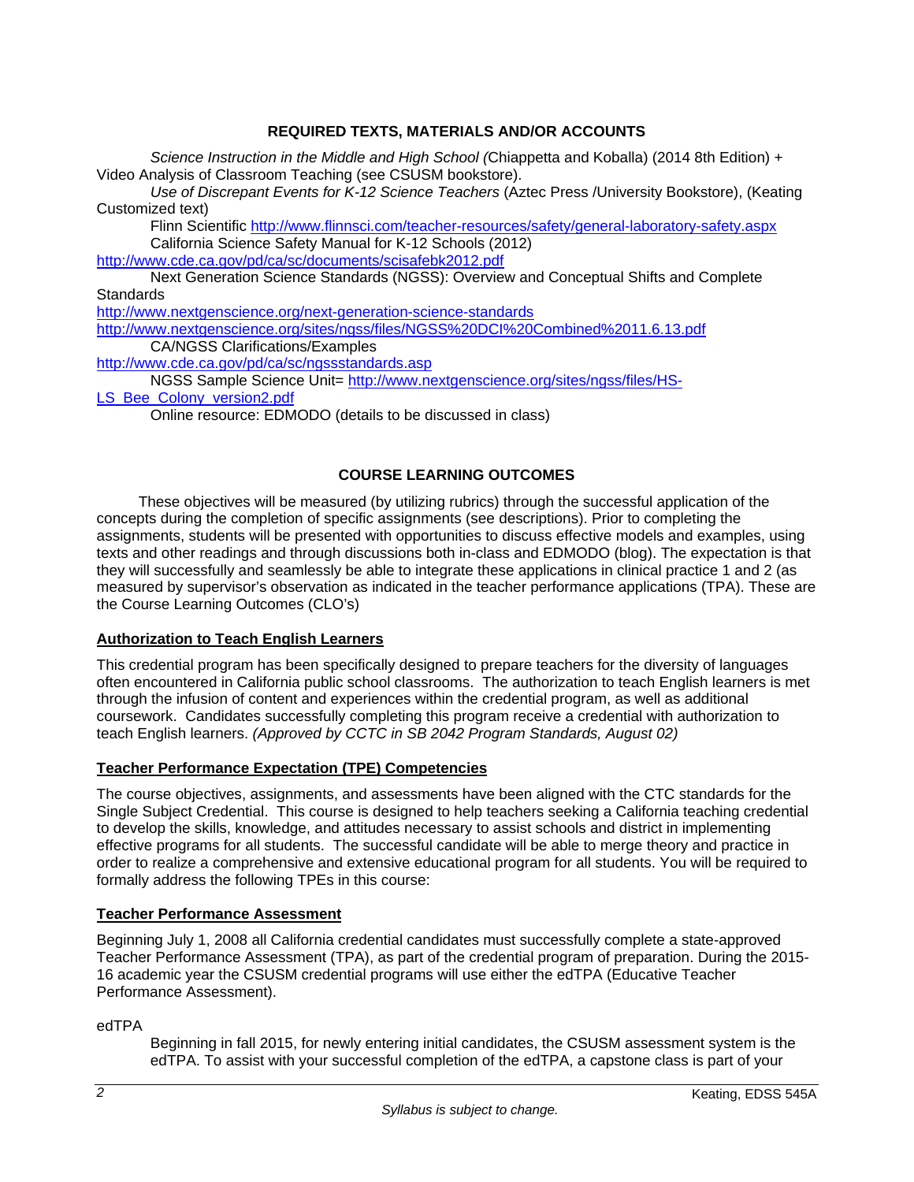## REQUIRED TEXTS, MATERIALS AND/OR ACCOUNTS

*Science Instruction in the Middle and High School (*Chiappetta and Koballa) (2014 8th Edition) + Video Analysis of Classroom Teaching (see CSUSM bookstore).

*Use of Discrepant Events for K-12 Science Teachers* (Aztec Press /University Bookstore), (Keating Customized text)

Flinn Scientific http://www.flinnsci.com/teacher-resources/safety/general-laboratory-safety.aspx

California Science Safety Manual for K-12 Schools (2012)
http://www.cde.ca.gov/pd/ca/sc/documents/scisafebk2012.pdf

Next Generation Science Standards (NGSS): Overview and Conceptual Shifts and Complete Standards
http://www.nextgenscience.org/next-generation-science-standards
http://www.nextgenscience.org/sites/ngss/files/NGSS%20DCI%20Combined%2011.6.13.pdf

CA/NGSS Clarifications/Examples
http://www.cde.ca.gov/pd/ca/sc/ngssstandards.asp

NGSS Sample Science Unit= http://www.nextgenscience.org/sites/ngss/files/HS-LS_Bee_Colony_version2.pdf

Online resource: EDMODO (details to be discussed in class)

## COURSE LEARNING OUTCOMES

These objectives will be measured (by utilizing rubrics) through the successful application of the concepts during the completion of specific assignments (see descriptions). Prior to completing the assignments, students will be presented with opportunities to discuss effective models and examples, using texts and other readings and through discussions both in-class and EDMODO (blog). The expectation is that they will successfully and seamlessly be able to integrate these applications in clinical practice 1 and 2 (as measured by supervisor's observation as indicated in the teacher performance applications (TPA). These are the Course Learning Outcomes (CLO's)

### Authorization to Teach English Learners

This credential program has been specifically designed to prepare teachers for the diversity of languages often encountered in California public school classrooms. The authorization to teach English learners is met through the infusion of content and experiences within the credential program, as well as additional coursework. Candidates successfully completing this program receive a credential with authorization to teach English learners. *(Approved by CCTC in SB 2042 Program Standards, August 02)*

### Teacher Performance Expectation (TPE) Competencies

The course objectives, assignments, and assessments have been aligned with the CTC standards for the Single Subject Credential. This course is designed to help teachers seeking a California teaching credential to develop the skills, knowledge, and attitudes necessary to assist schools and district in implementing effective programs for all students. The successful candidate will be able to merge theory and practice in order to realize a comprehensive and extensive educational program for all students. You will be required to formally address the following TPEs in this course:

### Teacher Performance Assessment

Beginning July 1, 2008 all California credential candidates must successfully complete a state-approved Teacher Performance Assessment (TPA), as part of the credential program of preparation. During the 2015-16 academic year the CSUSM credential programs will use either the edTPA (Educative Teacher Performance Assessment).

edTPA

Beginning in fall 2015, for newly entering initial candidates, the CSUSM assessment system is the edTPA. To assist with your successful completion of the edTPA, a capstone class is part of your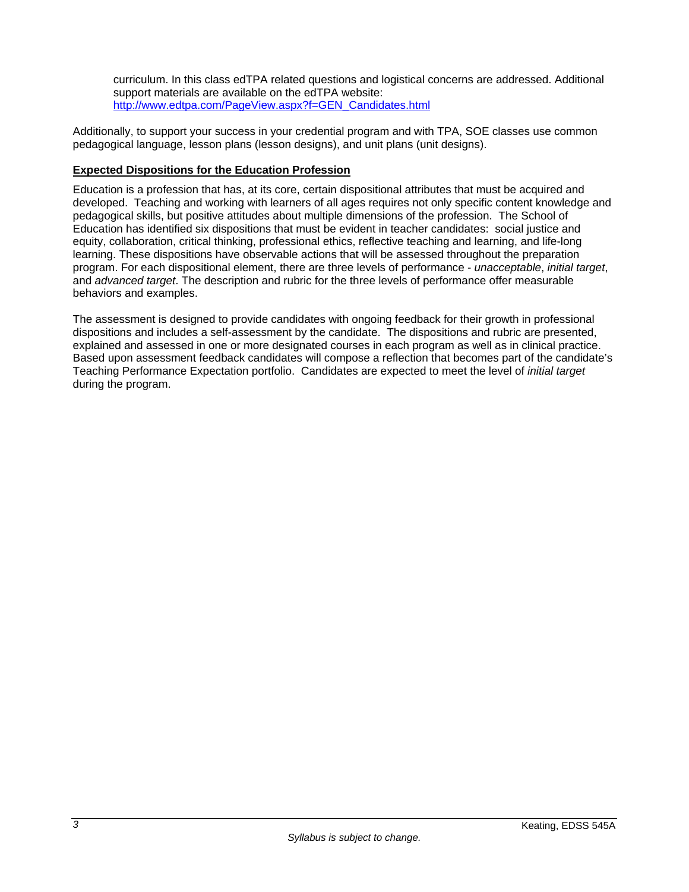curriculum. In this class edTPA related questions and logistical concerns are addressed. Additional support materials are available on the edTPA website: [http://www.edtpa.com/PageView.aspx?f=GEN_Candidates.html](http://www.edtpa.com/PageView.aspx?f=GEN_Candidates.html)

Additionally, to support your success in your credential program and with TPA, SOE classes use common pedagogical language, lesson plans (lesson designs), and unit plans (unit designs).

**Expected Dispositions for the Education Profession**

Education is a profession that has, at its core, certain dispositional attributes that must be acquired and developed. Teaching and working with learners of all ages requires not only specific content knowledge and pedagogical skills, but positive attitudes about multiple dimensions of the profession. The School of Education has identified six dispositions that must be evident in teacher candidates: social justice and equity, collaboration, critical thinking, professional ethics, reflective teaching and learning, and life-long learning. These dispositions have observable actions that will be assessed throughout the preparation program. For each dispositional element, there are three levels of performance - *unacceptable*, *initial target*, and *advanced target*. The description and rubric for the three levels of performance offer measurable behaviors and examples.

The assessment is designed to provide candidates with ongoing feedback for their growth in professional dispositions and includes a self-assessment by the candidate. The dispositions and rubric are presented, explained and assessed in one or more designated courses in each program as well as in clinical practice. Based upon assessment feedback candidates will compose a reflection that becomes part of the candidate's Teaching Performance Expectation portfolio. Candidates are expected to meet the level of *initial target* during the program.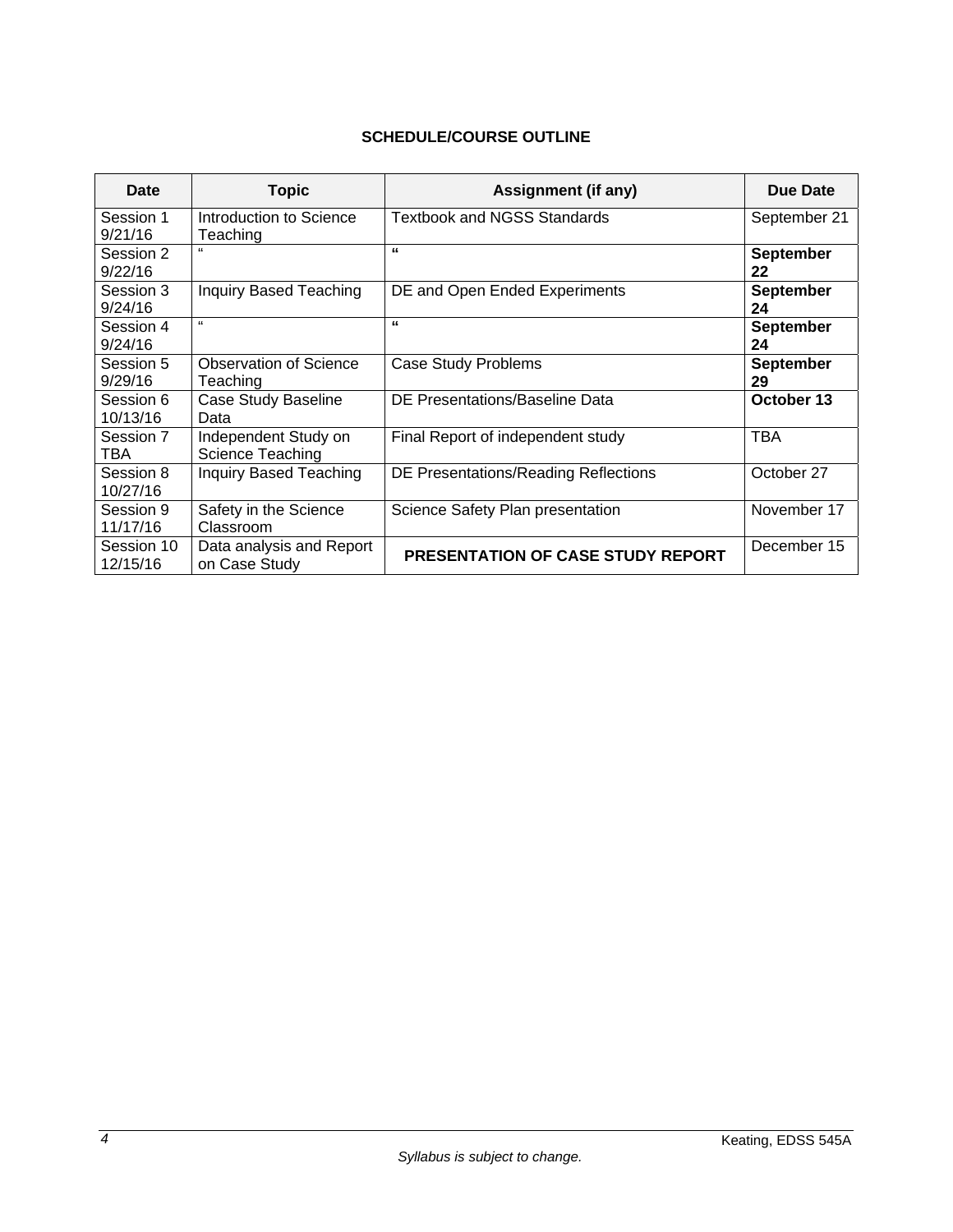## SCHEDULE/COURSE OUTLINE

| Date | Topic | Assignment (if any) | Due Date |
|---|---|---|---|
| Session 1 9/21/16 | Introduction to Science Teaching | Textbook and NGSS Standards | September 21 |
| Session 2 9/22/16 | " | " | **September 22** |
| Session 3 9/24/16 | Inquiry Based Teaching | DE and Open Ended Experiments | **September 24** |
| Session 4 9/24/16 | " | " | **September 24** |
| Session 5 9/29/16 | Observation of Science Teaching | Case Study Problems | **September 29** |
| Session 6 10/13/16 | Case Study Baseline Data | DE Presentations/Baseline Data | **October 13** |
| Session 7 TBA | Independent Study on Science Teaching | Final Report of independent study | TBA |
| Session 8 10/27/16 | Inquiry Based Teaching | DE Presentations/Reading Reflections | October 27 |
| Session 9 11/17/16 | Safety in the Science Classroom | Science Safety Plan presentation | November 17 |
| Session 10 12/15/16 | Data analysis and Report on Case Study | **PRESENTATION OF CASE STUDY REPORT** | December 15 |

*Syllabus is subject to change.*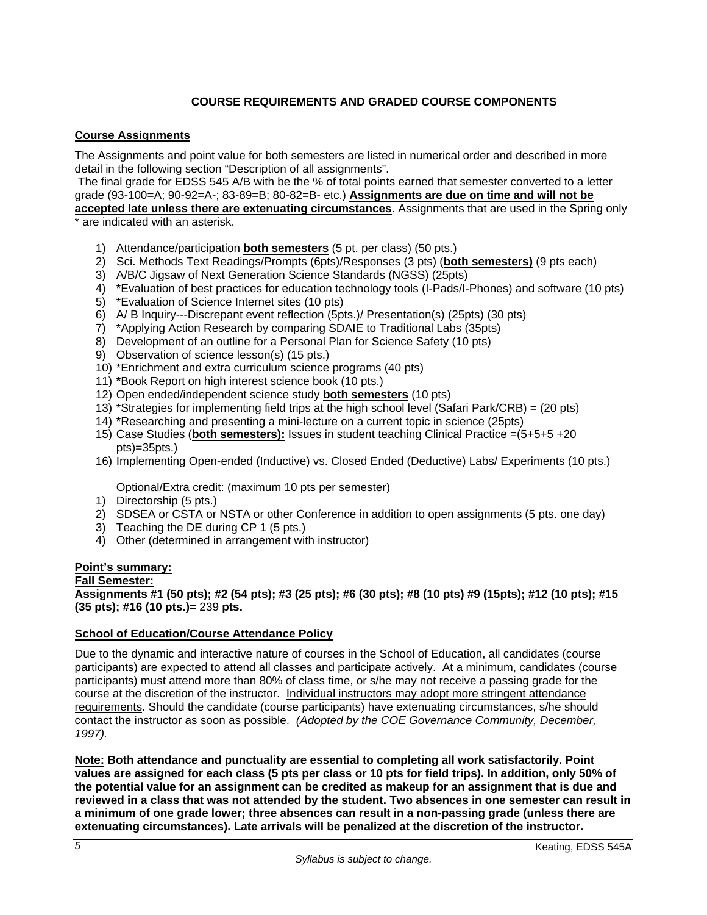**COURSE REQUIREMENTS AND GRADED COURSE COMPONENTS**

**Course Assignments**

The Assignments and point value for both semesters are listed in numerical order and described in more detail in the following section "Description of all assignments".

The final grade for EDSS 545 A/B with be the % of total points earned that semester converted to a letter grade (93-100=A; 90-92=A-; 83-89=B; 80-82=B- etc.) **Assignments are due on time and will not be accepted late unless there are extenuating circumstances**. Assignments that are used in the Spring only * are indicated with an asterisk.

1) Attendance/participation **both semesters** (5 pt. per class) (50 pts.)
2) Sci. Methods Text Readings/Prompts (6pts)/Responses (3 pts) (**both semesters)** (9 pts each)
3) A/B/C Jigsaw of Next Generation Science Standards (NGSS) (25pts)
4) *Evaluation of best practices for education technology tools (I-Pads/I-Phones) and software (10 pts)
5) *Evaluation of Science Internet sites (10 pts)
6) A/ B Inquiry---Discrepant event reflection (5pts.)/ Presentation(s) (25pts) (30 pts)
7) *Applying Action Research by comparing SDAIE to Traditional Labs (35pts)
8) Development of an outline for a Personal Plan for Science Safety (10 pts)
9) Observation of science lesson(s) (15 pts.)
10) *Enrichment and extra curriculum science programs (40 pts)
11) ***Book Report on high interest science book (10 pts.)
12) Open ended/independent science study **both semesters** (10 pts)
13) *Strategies for implementing field trips at the high school level (Safari Park/CRB) = (20 pts)
14) *Researching and presenting a mini-lecture on a current topic in science (25pts)
15) Case Studies (**both semesters):** Issues in student teaching Clinical Practice =(5+5+5 +20 pts)=35pts.)
16) Implementing Open-ended (Inductive) vs. Closed Ended (Deductive) Labs/ Experiments (10 pts.)

Optional/Extra credit: (maximum 10 pts per semester)

1) Directorship (5 pts.)
2) SDSEA or CSTA or NSTA or other Conference in addition to open assignments (5 pts. one day)
3) Teaching the DE during CP 1 (5 pts.)
4) Other (determined in arrangement with instructor)

**Point's summary:**

**Fall Semester:**

**Assignments #1 (50 pts); #2 (54 pts); #3 (25 pts); #6 (30 pts); #8 (10 pts) #9 (15pts); #12 (10 pts); #15 (35 pts); #16 (10 pts.)=** 239 **pts.**

**School of Education/Course Attendance Policy**

Due to the dynamic and interactive nature of courses in the School of Education, all candidates (course participants) are expected to attend all classes and participate actively. At a minimum, candidates (course participants) must attend more than 80% of class time, or s/he may not receive a passing grade for the course at the discretion of the instructor. Individual instructors may adopt more stringent attendance requirements. Should the candidate (course participants) have extenuating circumstances, s/he should contact the instructor as soon as possible. *(Adopted by the COE Governance Community, December, 1997).*

**Note: Both attendance and punctuality are essential to completing all work satisfactorily. Point values are assigned for each class (5 pts per class or 10 pts for field trips). In addition, only 50% of the potential value for an assignment can be credited as makeup for an assignment that is due and reviewed in a class that was not attended by the student. Two absences in one semester can result in a minimum of one grade lower; three absences can result in a non-passing grade (unless there are extenuating circumstances). Late arrivals will be penalized at the discretion of the instructor.**

*Syllabus is subject to change.*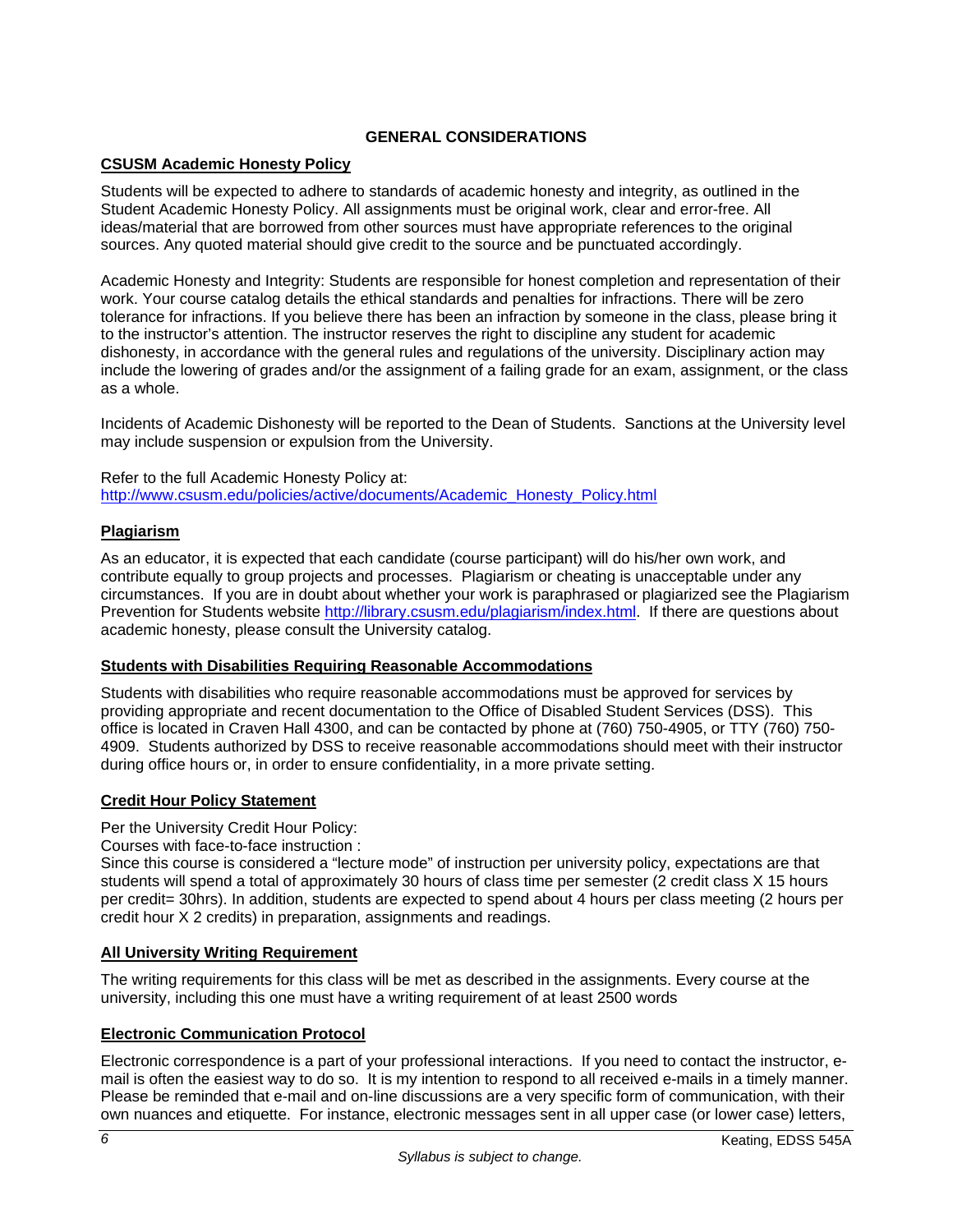## GENERAL CONSIDERATIONS

### CSUSM Academic Honesty Policy

Students will be expected to adhere to standards of academic honesty and integrity, as outlined in the Student Academic Honesty Policy. All assignments must be original work, clear and error-free. All ideas/material that are borrowed from other sources must have appropriate references to the original sources. Any quoted material should give credit to the source and be punctuated accordingly.

Academic Honesty and Integrity: Students are responsible for honest completion and representation of their work. Your course catalog details the ethical standards and penalties for infractions. There will be zero tolerance for infractions. If you believe there has been an infraction by someone in the class, please bring it to the instructor's attention. The instructor reserves the right to discipline any student for academic dishonesty, in accordance with the general rules and regulations of the university. Disciplinary action may include the lowering of grades and/or the assignment of a failing grade for an exam, assignment, or the class as a whole.

Incidents of Academic Dishonesty will be reported to the Dean of Students. Sanctions at the University level may include suspension or expulsion from the University.

Refer to the full Academic Honesty Policy at:
http://www.csusm.edu/policies/active/documents/Academic_Honesty_Policy.html

### Plagiarism

As an educator, it is expected that each candidate (course participant) will do his/her own work, and contribute equally to group projects and processes. Plagiarism or cheating is unacceptable under any circumstances. If you are in doubt about whether your work is paraphrased or plagiarized see the Plagiarism Prevention for Students website http://library.csusm.edu/plagiarism/index.html. If there are questions about academic honesty, please consult the University catalog.

### Students with Disabilities Requiring Reasonable Accommodations

Students with disabilities who require reasonable accommodations must be approved for services by providing appropriate and recent documentation to the Office of Disabled Student Services (DSS). This office is located in Craven Hall 4300, and can be contacted by phone at (760) 750-4905, or TTY (760) 750-4909. Students authorized by DSS to receive reasonable accommodations should meet with their instructor during office hours or, in order to ensure confidentiality, in a more private setting.

### Credit Hour Policy Statement

Per the University Credit Hour Policy:
Courses with face-to-face instruction :
Since this course is considered a "lecture mode" of instruction per university policy, expectations are that students will spend a total of approximately 30 hours of class time per semester (2 credit class X 15 hours per credit= 30hrs). In addition, students are expected to spend about 4 hours per class meeting (2 hours per credit hour X 2 credits) in preparation, assignments and readings.

### All University Writing Requirement

The writing requirements for this class will be met as described in the assignments. Every course at the university, including this one must have a writing requirement of at least 2500 words

### Electronic Communication Protocol

Electronic correspondence is a part of your professional interactions. If you need to contact the instructor, e-mail is often the easiest way to do so. It is my intention to respond to all received e-mails in a timely manner. Please be reminded that e-mail and on-line discussions are a very specific form of communication, with their own nuances and etiquette. For instance, electronic messages sent in all upper case (or lower case) letters,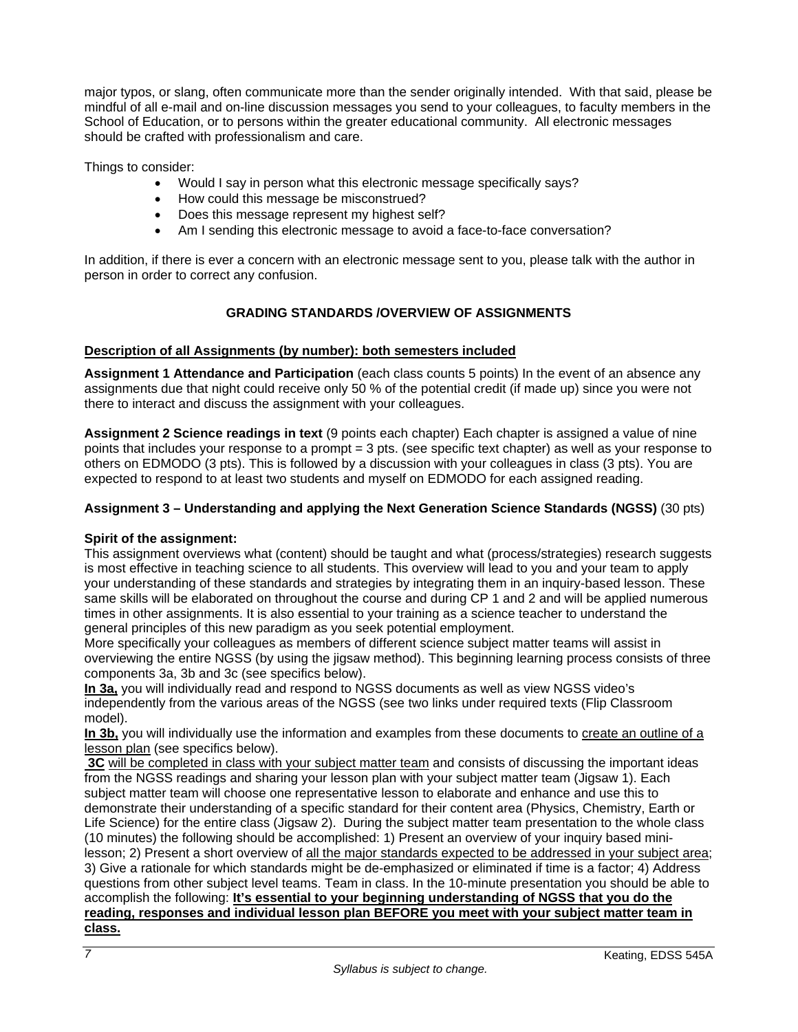major typos, or slang, often communicate more than the sender originally intended. With that said, please be mindful of all e-mail and on-line discussion messages you send to your colleagues, to faculty members in the School of Education, or to persons within the greater educational community. All electronic messages should be crafted with professionalism and care.

Things to consider:

- Would I say in person what this electronic message specifically says?
- How could this message be misconstrued?
- Does this message represent my highest self?
- Am I sending this electronic message to avoid a face-to-face conversation?

In addition, if there is ever a concern with an electronic message sent to you, please talk with the author in person in order to correct any confusion.

## GRADING STANDARDS /OVERVIEW OF ASSIGNMENTS

**Description of all Assignments (by number): both semesters included**

**Assignment 1 Attendance and Participation** (each class counts 5 points) In the event of an absence any assignments due that night could receive only 50 % of the potential credit (if made up) since you were not there to interact and discuss the assignment with your colleagues.

**Assignment 2 Science readings in text** (9 points each chapter) Each chapter is assigned a value of nine points that includes your response to a prompt = 3 pts. (see specific text chapter) as well as your response to others on EDMODO (3 pts). This is followed by a discussion with your colleagues in class (3 pts). You are expected to respond to at least two students and myself on EDMODO for each assigned reading.

**Assignment 3 – Understanding and applying the Next Generation Science Standards (NGSS)** (30 pts)

**Spirit of the assignment:**

This assignment overviews what (content) should be taught and what (process/strategies) research suggests is most effective in teaching science to all students. This overview will lead to you and your team to apply your understanding of these standards and strategies by integrating them in an inquiry-based lesson. These same skills will be elaborated on throughout the course and during CP 1 and 2 and will be applied numerous times in other assignments. It is also essential to your training as a science teacher to understand the general principles of this new paradigm as you seek potential employment.

More specifically your colleagues as members of different science subject matter teams will assist in overviewing the entire NGSS (by using the jigsaw method). This beginning learning process consists of three components 3a, 3b and 3c (see specifics below).

**In 3a,** you will individually read and respond to NGSS documents as well as view NGSS video's independently from the various areas of the NGSS (see two links under required texts (Flip Classroom model).

**In 3b,** you will individually use the information and examples from these documents to create an outline of a lesson plan (see specifics below).

**3C** will be completed in class with your subject matter team and consists of discussing the important ideas from the NGSS readings and sharing your lesson plan with your subject matter team (Jigsaw 1). Each subject matter team will choose one representative lesson to elaborate and enhance and use this to demonstrate their understanding of a specific standard for their content area (Physics, Chemistry, Earth or Life Science) for the entire class (Jigsaw 2). During the subject matter team presentation to the whole class (10 minutes) the following should be accomplished: 1) Present an overview of your inquiry based mini-lesson; 2) Present a short overview of all the major standards expected to be addressed in your subject area; 3) Give a rationale for which standards might be de-emphasized or eliminated if time is a factor; 4) Address questions from other subject level teams. Team in class. In the 10-minute presentation you should be able to accomplish the following: **It's essential to your beginning understanding of NGSS that you do the reading, responses and individual lesson plan BEFORE you meet with your subject matter team in class.**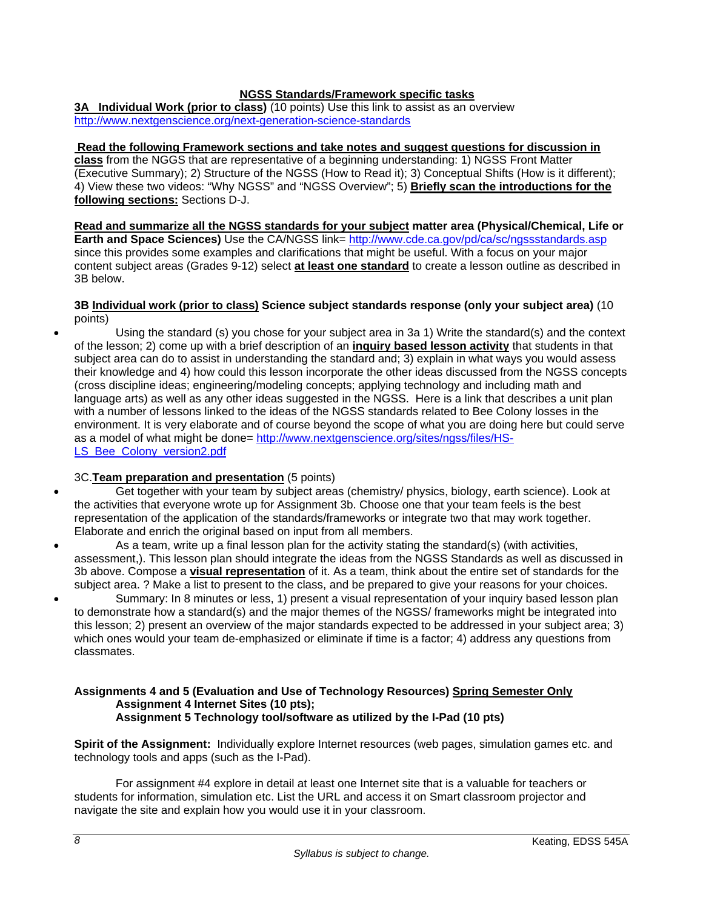**NGSS Standards/Framework specific tasks**

**3A Individual Work (prior to class)** (10 points) Use this link to assist as an overview http://www.nextgenscience.org/next-generation-science-standards

**Read the following Framework sections and take notes and suggest questions for discussion in class** from the NGGS that are representative of a beginning understanding: 1) NGSS Front Matter (Executive Summary); 2) Structure of the NGSS (How to Read it); 3) Conceptual Shifts (How is it different); 4) View these two videos: "Why NGSS" and "NGSS Overview"; 5) **Briefly scan the introductions for the following sections:** Sections D-J.

**Read and summarize all the NGSS standards for your subject matter area (Physical/Chemical, Life or Earth and Space Sciences)** Use the CA/NGSS link= http://www.cde.ca.gov/pd/ca/sc/ngssstandards.asp since this provides some examples and clarifications that might be useful. With a focus on your major content subject areas (Grades 9-12) select **at least one standard** to create a lesson outline as described in 3B below.

**3B Individual work (prior to class) Science subject standards response (only your subject area)** (10 points)

- Using the standard (s) you chose for your subject area in 3a 1) Write the standard(s) and the context of the lesson; 2) come up with a brief description of an **inquiry based lesson activity** that students in that subject area can do to assist in understanding the standard and; 3) explain in what ways you would assess their knowledge and 4) how could this lesson incorporate the other ideas discussed from the NGSS concepts (cross discipline ideas; engineering/modeling concepts; applying technology and including math and language arts) as well as any other ideas suggested in the NGSS. Here is a link that describes a unit plan with a number of lessons linked to the ideas of the NGSS standards related to Bee Colony losses in the environment. It is very elaborate and of course beyond the scope of what you are doing here but could serve as a model of what might be done= http://www.nextgenscience.org/sites/ngss/files/HS-LS_Bee_Colony_version2.pdf

3C.**Team preparation and presentation** (5 points)

- Get together with your team by subject areas (chemistry/ physics, biology, earth science). Look at the activities that everyone wrote up for Assignment 3b. Choose one that your team feels is the best representation of the application of the standards/frameworks or integrate two that may work together. Elaborate and enrich the original based on input from all members.
- As a team, write up a final lesson plan for the activity stating the standard(s) (with activities, assessment,). This lesson plan should integrate the ideas from the NGSS Standards as well as discussed in 3b above. Compose a **visual representation** of it. As a team, think about the entire set of standards for the subject area. ? Make a list to present to the class, and be prepared to give your reasons for your choices.
- Summary: In 8 minutes or less, 1) present a visual representation of your inquiry based lesson plan to demonstrate how a standard(s) and the major themes of the NGSS/ frameworks might be integrated into this lesson; 2) present an overview of the major standards expected to be addressed in your subject area; 3) which ones would your team de-emphasized or eliminate if time is a factor; 4) address any questions from classmates.

**Assignments 4 and 5 (Evaluation and Use of Technology Resources) Spring Semester Only**
**Assignment 4 Internet Sites (10 pts);**
**Assignment 5 Technology tool/software as utilized by the I-Pad (10 pts)**

**Spirit of the Assignment:** Individually explore Internet resources (web pages, simulation games etc. and technology tools and apps (such as the I-Pad).

For assignment #4 explore in detail at least one Internet site that is a valuable for teachers or students for information, simulation etc. List the URL and access it on Smart classroom projector and navigate the site and explain how you would use it in your classroom.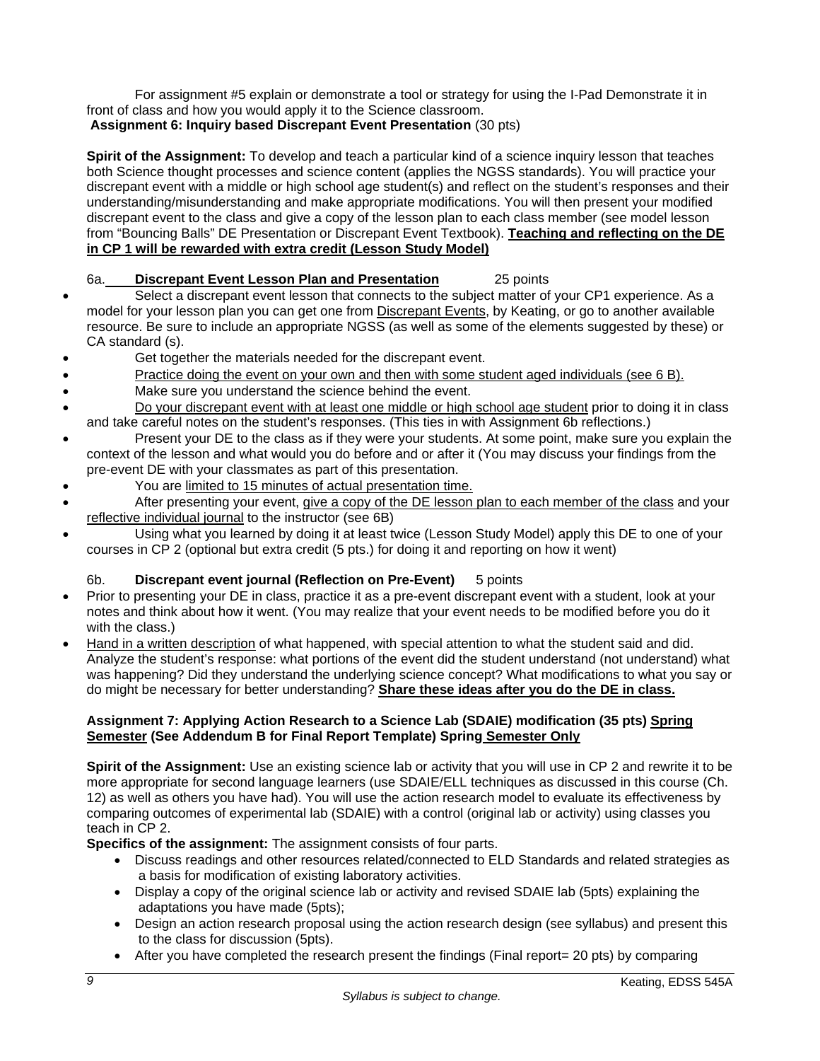For assignment #5 explain or demonstrate a tool or strategy for using the I-Pad Demonstrate it in front of class and how you would apply it to the Science classroom.

**Assignment 6: Inquiry based Discrepant Event Presentation** (30 pts)

**Spirit of the Assignment:** To develop and teach a particular kind of a science inquiry lesson that teaches both Science thought processes and science content (applies the NGSS standards). You will practice your discrepant event with a middle or high school age student(s) and reflect on the student's responses and their understanding/misunderstanding and make appropriate modifications. You will then present your modified discrepant event to the class and give a copy of the lesson plan to each class member (see model lesson from "Bouncing Balls" DE Presentation or Discrepant Event Textbook). **Teaching and reflecting on the DE in CP 1 will be rewarded with extra credit (Lesson Study Model)**

6a. **Discrepant Event Lesson Plan and Presentation** 25 points

- Select a discrepant event lesson that connects to the subject matter of your CP1 experience. As a model for your lesson plan you can get one from Discrepant Events, by Keating, or go to another available resource. Be sure to include an appropriate NGSS (as well as some of the elements suggested by these) or CA standard (s).
- Get together the materials needed for the discrepant event.
- Practice doing the event on your own and then with some student aged individuals (see 6 B).
- Make sure you understand the science behind the event.
- Do your discrepant event with at least one middle or high school age student prior to doing it in class and take careful notes on the student's responses. (This ties in with Assignment 6b reflections.)
- Present your DE to the class as if they were your students. At some point, make sure you explain the context of the lesson and what would you do before and or after it (You may discuss your findings from the pre-event DE with your classmates as part of this presentation.
- You are limited to 15 minutes of actual presentation time.
- After presenting your event, give a copy of the DE lesson plan to each member of the class and your reflective individual journal to the instructor (see 6B)
- Using what you learned by doing it at least twice (Lesson Study Model) apply this DE to one of your courses in CP 2 (optional but extra credit (5 pts.) for doing it and reporting on how it went)

6b. **Discrepant event journal (Reflection on Pre-Event)** 5 points

- Prior to presenting your DE in class, practice it as a pre-event discrepant event with a student, look at your notes and think about how it went. (You may realize that your event needs to be modified before you do it with the class.)
- Hand in a written description of what happened, with special attention to what the student said and did. Analyze the student's response: what portions of the event did the student understand (not understand) what was happening? Did they understand the underlying science concept? What modifications to what you say or do might be necessary for better understanding? **Share these ideas after you do the DE in class.**

**Assignment 7: Applying Action Research to a Science Lab (SDAIE) modification (35 pts) Spring Semester (See Addendum B for Final Report Template) Spring Semester Only**

**Spirit of the Assignment:** Use an existing science lab or activity that you will use in CP 2 and rewrite it to be more appropriate for second language learners (use SDAIE/ELL techniques as discussed in this course (Ch. 12) as well as others you have had). You will use the action research model to evaluate its effectiveness by comparing outcomes of experimental lab (SDAIE) with a control (original lab or activity) using classes you teach in CP 2.

**Specifics of the assignment:** The assignment consists of four parts.

- Discuss readings and other resources related/connected to ELD Standards and related strategies as a basis for modification of existing laboratory activities.
- Display a copy of the original science lab or activity and revised SDAIE lab (5pts) explaining the adaptations you have made (5pts);
- Design an action research proposal using the action research design (see syllabus) and present this to the class for discussion (5pts).
- After you have completed the research present the findings (Final report= 20 pts) by comparing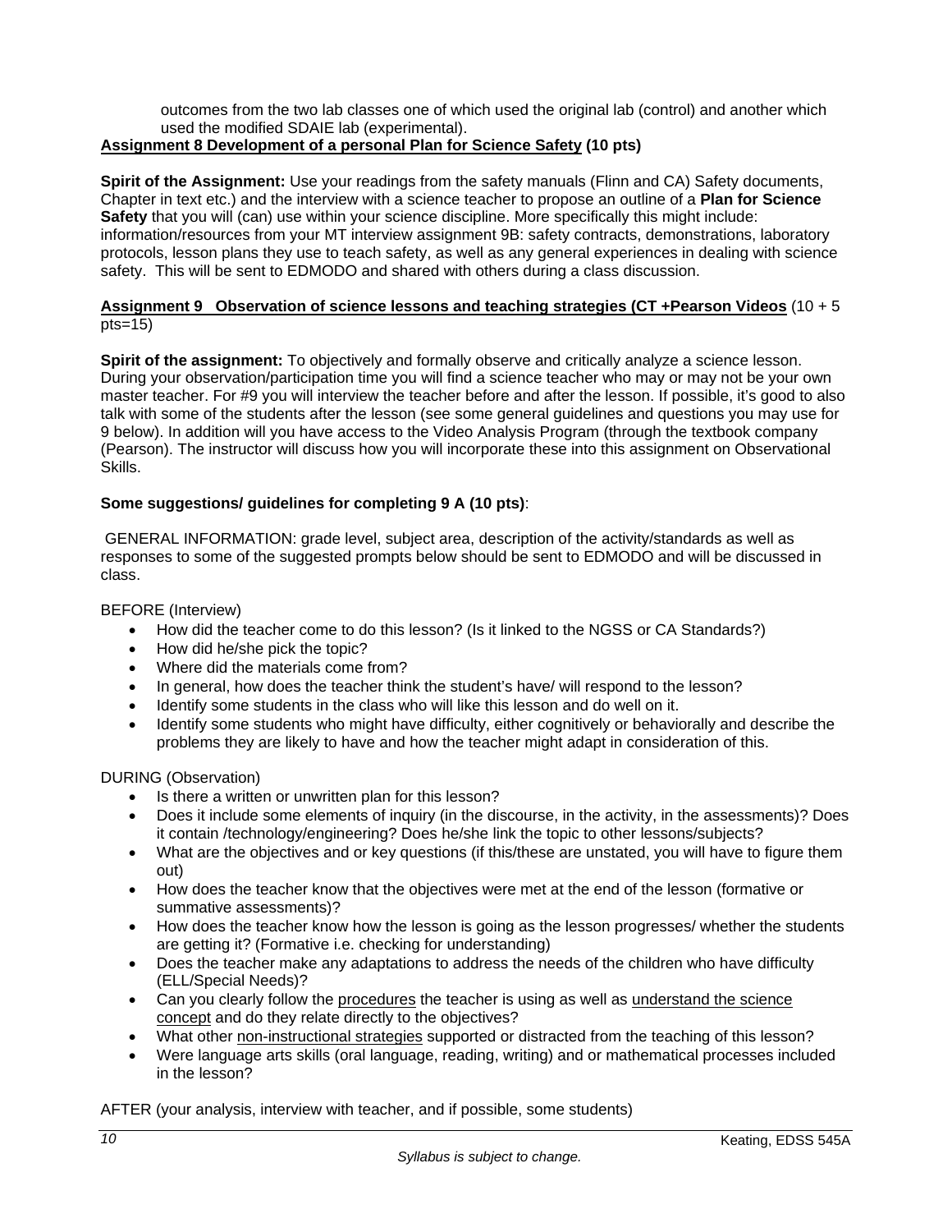outcomes from the two lab classes one of which used the original lab (control) and another which used the modified SDAIE lab (experimental).

**Assignment 8 Development of a personal Plan for Science Safety (10 pts)**

**Spirit of the Assignment:** Use your readings from the safety manuals (Flinn and CA) Safety documents, Chapter in text etc.) and the interview with a science teacher to propose an outline of a **Plan for Science Safety** that you will (can) use within your science discipline. More specifically this might include: information/resources from your MT interview assignment 9B: safety contracts, demonstrations, laboratory protocols, lesson plans they use to teach safety, as well as any general experiences in dealing with science safety. This will be sent to EDMODO and shared with others during a class discussion.

**Assignment 9 Observation of science lessons and teaching strategies (CT +Pearson Videos** (10 + 5 pts=15)

**Spirit of the assignment:** To objectively and formally observe and critically analyze a science lesson. During your observation/participation time you will find a science teacher who may or may not be your own master teacher. For #9 you will interview the teacher before and after the lesson. If possible, it's good to also talk with some of the students after the lesson (see some general guidelines and questions you may use for 9 below). In addition will you have access to the Video Analysis Program (through the textbook company (Pearson). The instructor will discuss how you will incorporate these into this assignment on Observational Skills.

**Some suggestions/ guidelines for completing 9 A (10 pts)**:

GENERAL INFORMATION: grade level, subject area, description of the activity/standards as well as responses to some of the suggested prompts below should be sent to EDMODO and will be discussed in class.

BEFORE (Interview)

- How did the teacher come to do this lesson? (Is it linked to the NGSS or CA Standards?)
- How did he/she pick the topic?
- Where did the materials come from?
- In general, how does the teacher think the student's have/ will respond to the lesson?
- Identify some students in the class who will like this lesson and do well on it.
- Identify some students who might have difficulty, either cognitively or behaviorally and describe the problems they are likely to have and how the teacher might adapt in consideration of this.

DURING (Observation)

- Is there a written or unwritten plan for this lesson?
- Does it include some elements of inquiry (in the discourse, in the activity, in the assessments)? Does it contain /technology/engineering? Does he/she link the topic to other lessons/subjects?
- What are the objectives and or key questions (if this/these are unstated, you will have to figure them out)
- How does the teacher know that the objectives were met at the end of the lesson (formative or summative assessments)?
- How does the teacher know how the lesson is going as the lesson progresses/ whether the students are getting it? (Formative i.e. checking for understanding)
- Does the teacher make any adaptations to address the needs of the children who have difficulty (ELL/Special Needs)?
- Can you clearly follow the procedures the teacher is using as well as understand the science concept and do they relate directly to the objectives?
- What other non-instructional strategies supported or distracted from the teaching of this lesson?
- Were language arts skills (oral language, reading, writing) and or mathematical processes included in the lesson?

AFTER (your analysis, interview with teacher, and if possible, some students)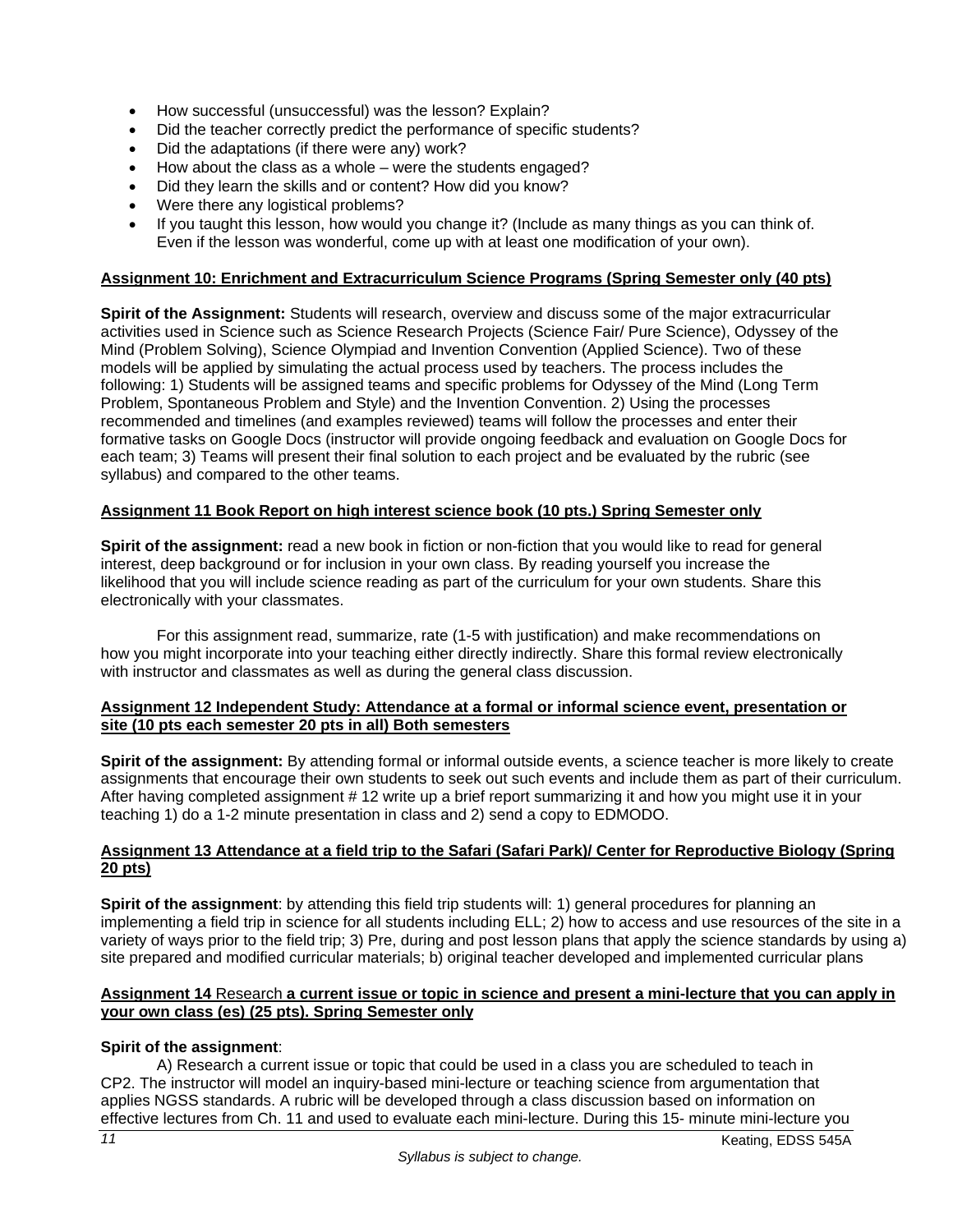- How successful (unsuccessful) was the lesson? Explain?
- Did the teacher correctly predict the performance of specific students?
- Did the adaptations (if there were any) work?
- How about the class as a whole – were the students engaged?
- Did they learn the skills or content? How did you know?
- Were there any logistical problems?
- If you taught this lesson, how would you change it? (Include as many things as you can think of. Even if the lesson was wonderful, come up with at least one modification of your own).

**Assignment 10: Enrichment and Extracurriculum Science Programs (Spring Semester only (40 pts)**

**Spirit of the Assignment:** Students will research, overview and discuss some of the major extracurricular activities used in Science such as Science Research Projects (Science Fair/ Pure Science), Odyssey of the Mind (Problem Solving), Science Olympiad and Invention Convention (Applied Science). Two of these models will be applied by simulating the actual process used by teachers. The process includes the following: 1) Students will be assigned teams and specific problems for Odyssey of the Mind (Long Term Problem, Spontaneous Problem and Style) and the Invention Convention. 2) Using the processes recommended and timelines (and examples reviewed) teams will follow the processes and enter their formative tasks on Google Docs (instructor will provide ongoing feedback and evaluation on Google Docs for each team; 3) Teams will present their final solution to each project and be evaluated by the rubric (see syllabus) and compared to the other teams.

**Assignment 11 Book Report on high interest science book (10 pts.) Spring Semester only**

**Spirit of the assignment:** read a new book in fiction or non-fiction that you would like to read for general interest, deep background or for inclusion in your own class. By reading yourself you increase the likelihood that you will include science reading as part of the curriculum for your own students. Share this electronically with your classmates.

For this assignment read, summarize, rate (1-5 with justification) and make recommendations on how you might incorporate into your teaching either directly indirectly. Share this formal review electronically with instructor and classmates as well as during the general class discussion.

**Assignment 12 Independent Study: Attendance at a formal or informal science event, presentation or site (10 pts each semester 20 pts in all) Both semesters**

**Spirit of the assignment:** By attending formal or informal outside events, a science teacher is more likely to create assignments that encourage their own students to seek out such events and include them as part of their curriculum. After having completed assignment # 12 write up a brief report summarizing it and how you might use it in your teaching 1) do a 1-2 minute presentation in class and 2) send a copy to EDMODO.

**Assignment 13 Attendance at a field trip to the Safari (Safari Park)/ Center for Reproductive Biology (Spring 20 pts)**

**Spirit of the assignment**: by attending this field trip students will: 1) general procedures for planning an implementing a field trip in science for all students including ELL; 2) how to access and use resources of the site in a variety of ways prior to the field trip; 3) Pre, during and post lesson plans that apply the science standards by using a) site prepared and modified curricular materials; b) original teacher developed and implemented curricular plans

**Assignment 14** Research **a current issue or topic in science and present a mini-lecture that you can apply in your own class (es) (25 pts). Spring Semester only**

**Spirit of the assignment**:

A) Research a current issue or topic that could be used in a class you are scheduled to teach in CP2. The instructor will model an inquiry-based mini-lecture or teaching science from argumentation that applies NGSS standards. A rubric will be developed through a class discussion based on information on effective lectures from Ch. 11 and used to evaluate each mini-lecture. During this 15- minute mini-lecture you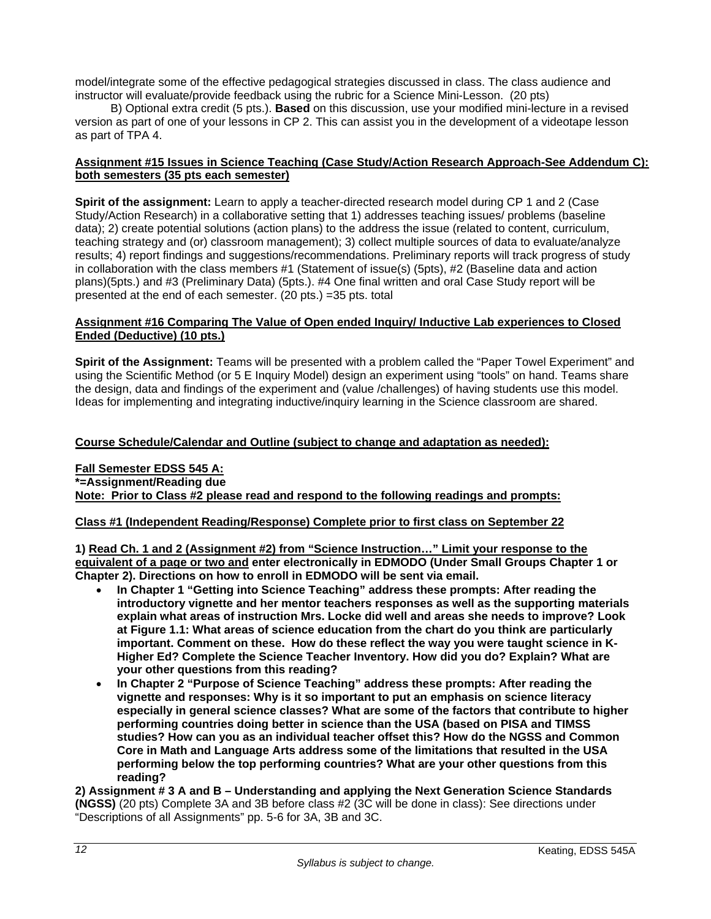model/integrate some of the effective pedagogical strategies discussed in class. The class audience and instructor will evaluate/provide feedback using the rubric for a Science Mini-Lesson. (20 pts)

B) Optional extra credit (5 pts.). **Based** on this discussion, use your modified mini-lecture in a revised version as part of one of your lessons in CP 2. This can assist you in the development of a videotape lesson as part of TPA 4.

**Assignment #15 Issues in Science Teaching (Case Study/Action Research Approach-See Addendum C): both semesters (35 pts each semester)**

**Spirit of the assignment:** Learn to apply a teacher-directed research model during CP 1 and 2 (Case Study/Action Research) in a collaborative setting that 1) addresses teaching issues/ problems (baseline data); 2) create potential solutions (action plans) to the address the issue (related to content, curriculum, teaching strategy and (or) classroom management); 3) collect multiple sources of data to evaluate/analyze results; 4) report findings and suggestions/recommendations. Preliminary reports will track progress of study in collaboration with the class members #1 (Statement of issue(s) (5pts), #2 (Baseline data and action plans)(5pts.) and #3 (Preliminary Data) (5pts.). #4 One final written and oral Case Study report will be presented at the end of each semester. (20 pts.) =35 pts. total

**Assignment #16 Comparing The Value of Open ended Inquiry/ Inductive Lab experiences to Closed Ended (Deductive) (10 pts.)**

**Spirit of the Assignment:** Teams will be presented with a problem called the "Paper Towel Experiment" and using the Scientific Method (or 5 E Inquiry Model) design an experiment using "tools" on hand. Teams share the design, data and findings of the experiment and (value /challenges) of having students use this model. Ideas for implementing and integrating inductive/inquiry learning in the Science classroom are shared.

**Course Schedule/Calendar and Outline (subject to change and adaptation as needed):**

**Fall Semester EDSS 545 A:**
**\*=Assignment/Reading due**
**Note: Prior to Class #2 please read and respond to the following readings and prompts:**

**Class #1 (Independent Reading/Response) Complete prior to first class on September 22**

**1) Read Ch. 1 and 2 (Assignment #2) from "Science Instruction…" Limit your response to the equivalent of a page or two and enter electronically in EDMODO (Under Small Groups Chapter 1 or Chapter 2). Directions on how to enroll in EDMODO will be sent via email.**

- **In Chapter 1 "Getting into Science Teaching" address these prompts: After reading the introductory vignette and her mentor teachers responses as well as the supporting materials explain what areas of instruction Mrs. Locke did well and areas she needs to improve? Look at Figure 1.1: What areas of science education from the chart do you think are particularly important. Comment on these. How do these reflect the way you were taught science in K-Higher Ed? Complete the Science Teacher Inventory. How did you do? Explain? What are your other questions from this reading?**
- **In Chapter 2 "Purpose of Science Teaching" address these prompts: After reading the vignette and responses: Why is it so important to put an emphasis on science literacy especially in general science classes? What are some of the factors that contribute to higher performing countries doing better in science than the USA (based on PISA and TIMSS studies? How can you as an individual teacher offset this? How do the NGSS and Common Core in Math and Language Arts address some of the limitations that resulted in the USA performing below the top performing countries? What are your other questions from this reading?**

**2) Assignment # 3 A and B – Understanding and applying the Next Generation Science Standards (NGSS)** (20 pts) Complete 3A and 3B before class #2 (3C will be done in class): See directions under "Descriptions of all Assignments" pp. 5-6 for 3A, 3B and 3C.

*Syllabus is subject to change.*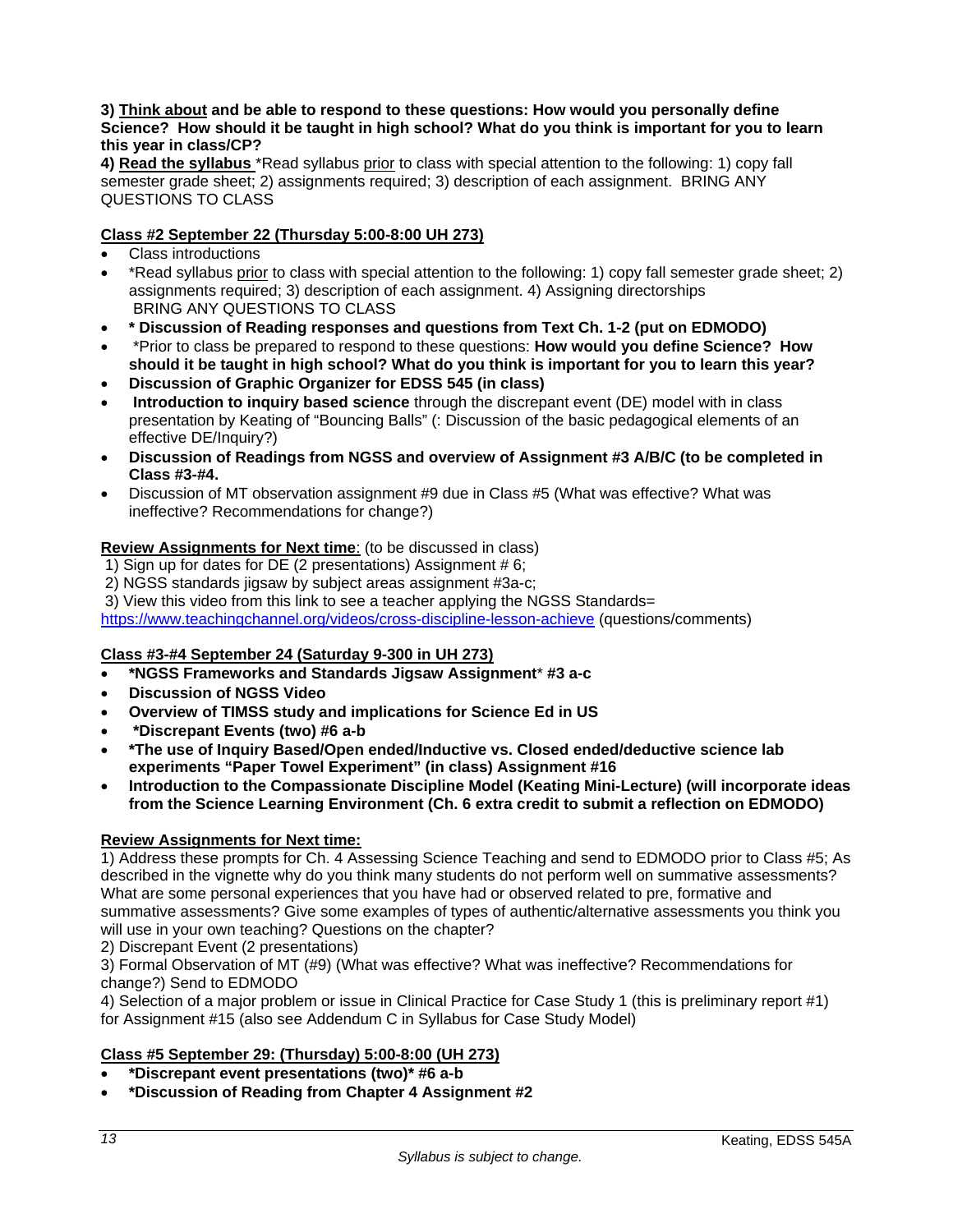**3) Think about and be able to respond to these questions: How would you personally define Science? How should it be taught in high school? What do you think is important for you to learn this year in class/CP?**

**4) Read the syllabus** *Read syllabus prior to class with special attention to the following: 1) copy fall semester grade sheet; 2) assignments required; 3) description of each assignment. BRING ANY QUESTIONS TO CLASS

**Class #2 September 22 (Thursday 5:00-8:00 UH 273)**

- Class introductions
- *Read syllabus prior to class with special attention to the following: 1) copy fall semester grade sheet; 2) assignments required; 3) description of each assignment. 4) Assigning directorships BRING ANY QUESTIONS TO CLASS
- **\* Discussion of Reading responses and questions from Text Ch. 1-2 (put on EDMODO)**
- *Prior to class be prepared to respond to these questions: **How would you define Science? How should it be taught in high school? What do you think is important for you to learn this year?**
- **Discussion of Graphic Organizer for EDSS 545 (in class)**
- **Introduction to inquiry based science** through the discrepant event (DE) model with in class presentation by Keating of "Bouncing Balls" (: Discussion of the basic pedagogical elements of an effective DE/Inquiry?)
- **Discussion of Readings from NGSS and overview of Assignment #3 A/B/C (to be completed in Class #3-#4.**
- Discussion of MT observation assignment #9 due in Class #5 (What was effective? What was ineffective? Recommendations for change?)

**Review Assignments for Next time**: (to be discussed in class)

1) Sign up for dates for DE (2 presentations) Assignment # 6;
2) NGSS standards jigsaw by subject areas assignment #3a-c;
3) View this video from this link to see a teacher applying the NGSS Standards= https://www.teachingchannel.org/videos/cross-discipline-lesson-achieve (questions/comments)

**Class #3-#4 September 24 (Saturday 9-300 in UH 273)**

- **\*NGSS Frameworks and Standards Jigsaw Assignment* #3 a-c**
- **Discussion of NGSS Video**
- **Overview of TIMSS study and implications for Science Ed in US**
- **\*Discrepant Events (two) #6 a-b**
- **\*The use of Inquiry Based/Open ended/Inductive vs. Closed ended/deductive science lab experiments "Paper Towel Experiment" (in class) Assignment #16**
- **Introduction to the Compassionate Discipline Model (Keating Mini-Lecture) (will incorporate ideas from the Science Learning Environment (Ch. 6 extra credit to submit a reflection on EDMODO)**

**Review Assignments for Next time:**

1) Address these prompts for Ch. 4 Assessing Science Teaching and send to EDMODO prior to Class #5; As described in the vignette why do you think many students do not perform well on summative assessments? What are some personal experiences that you have had or observed related to pre, formative and summative assessments? Give some examples of types of authentic/alternative assessments you think you will use in your own teaching? Questions on the chapter?
2) Discrepant Event (2 presentations)
3) Formal Observation of MT (#9) (What was effective? What was ineffective? Recommendations for change?) Send to EDMODO
4) Selection of a major problem or issue in Clinical Practice for Case Study 1 (this is preliminary report #1) for Assignment #15 (also see Addendum C in Syllabus for Case Study Model)

**Class #5 September 29: (Thursday) 5:00-8:00 (UH 273)**

- **\*Discrepant event presentations (two)* #6 a-b**
- **\*Discussion of Reading from Chapter 4 Assignment #2**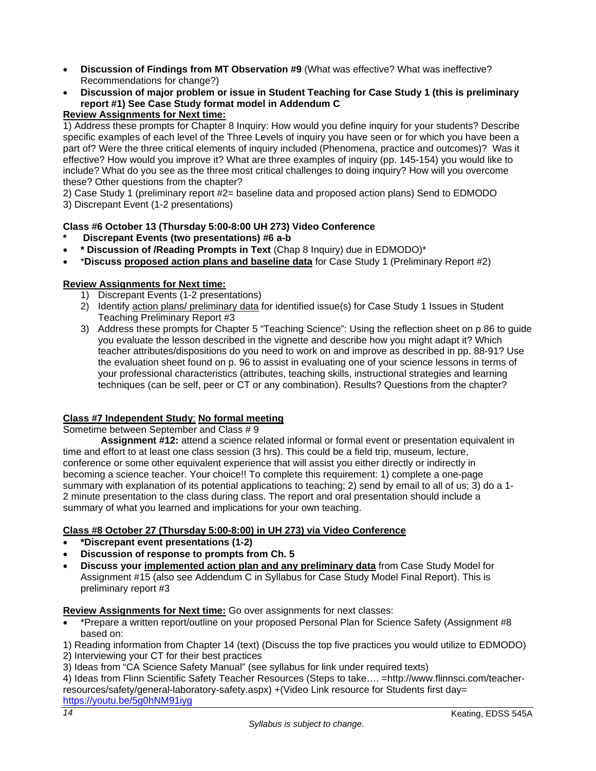- **Discussion of Findings from MT Observation #9** (What was effective? What was ineffective? Recommendations for change?)
- **Discussion of major problem or issue in Student Teaching for Case Study 1 (this is preliminary report #1) See Case Study format model in Addendum C**

**Review Assignments for Next time:**

1) Address these prompts for Chapter 8 Inquiry: How would you define inquiry for your students? Describe specific examples of each level of the Three Levels of inquiry you have seen or for which you have been a part of? Were the three critical elements of inquiry included (Phenomena, practice and outcomes)? Was it effective? How would you improve it? What are three examples of inquiry (pp. 145-154) you would like to include? What do you see as the three most critical challenges to doing inquiry? How will you overcome these? Other questions from the chapter?
2) Case Study 1 (preliminary report #2= baseline data and proposed action plans) Send to EDMODO
3) Discrepant Event (1-2 presentations)

**Class #6 October 13 (Thursday 5:00-8:00 UH 273) Video Conference**

- * **Discrepant Events (two presentations) #6 a-b**
- **\* Discussion of /Reading Prompts in Text** (Chap 8 Inquiry) due in EDMODO)*
- *__Discuss__ **proposed action plans and baseline data** for Case Study 1 (Preliminary Report #2)

**Review Assignments for Next time:**

1) Discrepant Events (1-2 presentations)
2) Identify action plans/ preliminary data for identified issue(s) for Case Study 1 Issues in Student Teaching Preliminary Report #3
3) Address these prompts for Chapter 5 "Teaching Science": Using the reflection sheet on p 86 to guide you evaluate the lesson described in the vignette and describe how you might adapt it? Which teacher attributes/dispositions do you need to work on and improve as described in pp. 88-91? Use the evaluation sheet found on p. 96 to assist in evaluating one of your science lessons in terms of your professional characteristics (attributes, teaching skills, instructional strategies and learning techniques (can be self, peer or CT or any combination). Results? Questions from the chapter?

**Class #7 Independent Study: No formal meeting**

Sometime between September and Class # 9

**Assignment #12:** attend a science related informal or formal event or presentation equivalent in time and effort to at least one class session (3 hrs). This could be a field trip, museum, lecture, conference or some other equivalent experience that will assist you either directly or indirectly in becoming a science teacher. Your choice!! To complete this requirement: 1) complete a one-page summary with explanation of its potential applications to teaching; 2) send by email to all of us; 3) do a 1-2 minute presentation to the class during class. The report and oral presentation should include a summary of what you learned and implications for your own teaching.

**Class #8 October 27 (Thursday 5:00-8:00) in UH 273) via Video Conference**

- ***Discrepant event presentations (1-2)**
- **Discussion of response to prompts from Ch. 5**
- **Discuss your implemented action plan and any preliminary data** from Case Study Model for Assignment #15 (also see Addendum C in Syllabus for Case Study Model Final Report). This is preliminary report #3

**Review Assignments for Next time:** Go over assignments for next classes:

- *Prepare a written report/outline on your proposed Personal Plan for Science Safety (Assignment #8 based on:

1) Reading information from Chapter 14 (text) (Discuss the top five practices you would utilize to EDMODO)
2) Interviewing your CT for their best practices
3) Ideas from "CA Science Safety Manual" (see syllabus for link under required texts)
4) Ideas from Flinn Scientific Safety Teacher Resources (Steps to take…. =http://www.flinnsci.com/teacher-resources/safety/general-laboratory-safety.aspx) +(Video Link resource for Students first day= https://youtu.be/5g0hNM91iyg

*Syllabus is subject to change.*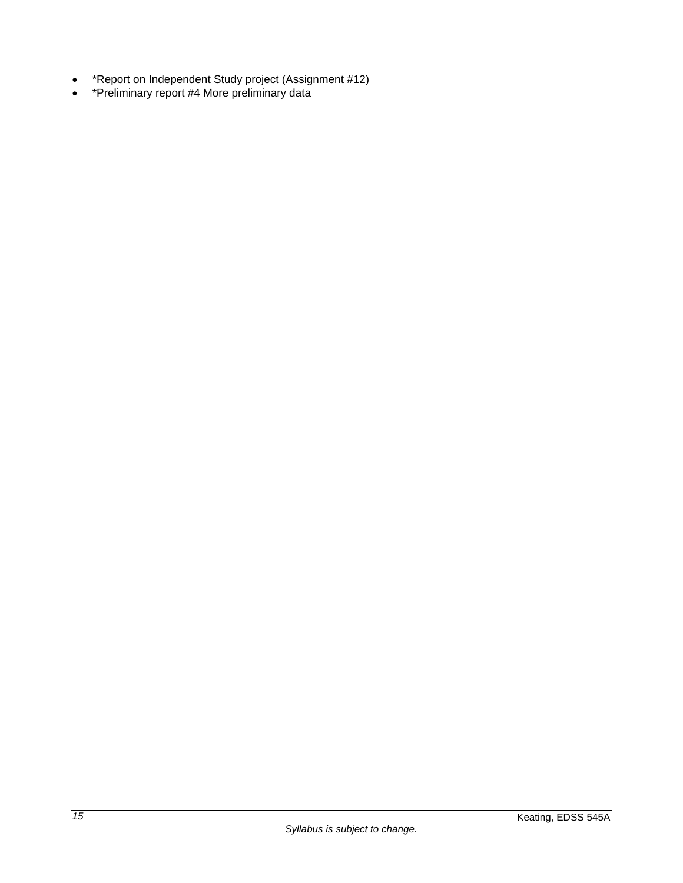- *Report on Independent Study project (Assignment #12)
- *Preliminary report #4 More preliminary data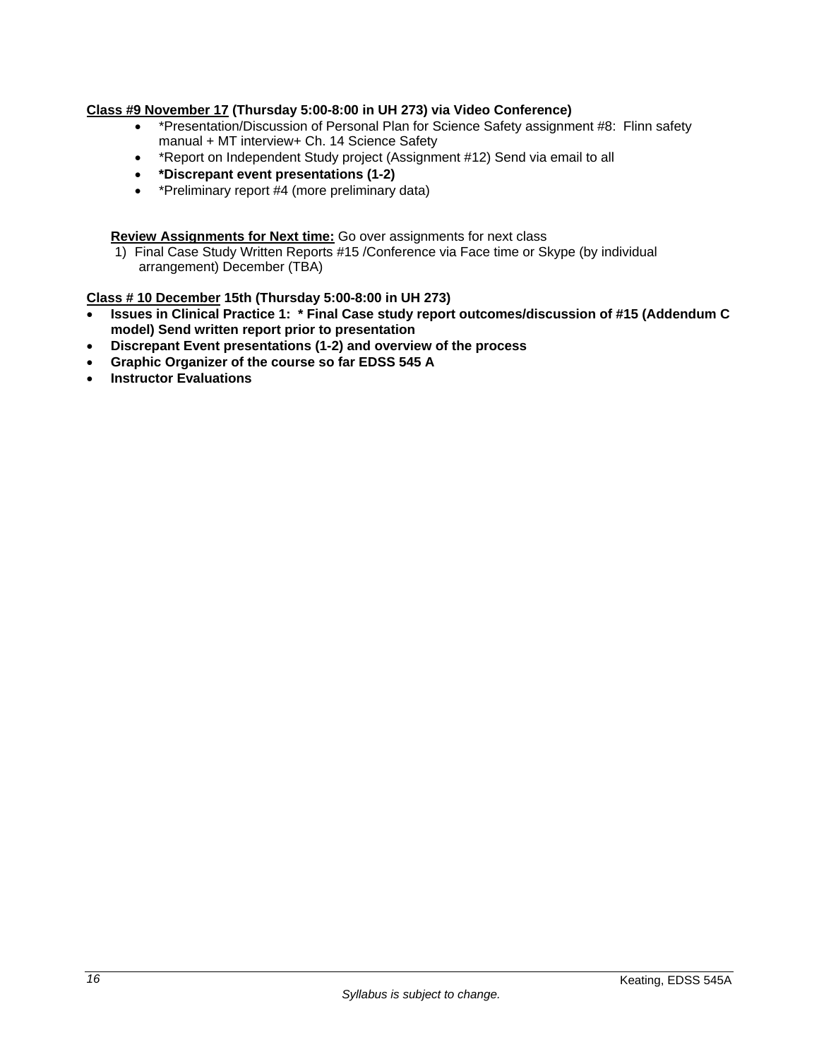**<u>Class #9 November 17</u> (Thursday 5:00-8:00 in UH 273) via Video Conference)**

- *Presentation/Discussion of Personal Plan for Science Safety assignment #8: Flinn safety manual + MT interview+ Ch. 14 Science Safety
- *Report on Independent Study project (Assignment #12) Send via email to all
- **\*Discrepant event presentations (1-2)**
- *Preliminary report #4 (more preliminary data)

**<u>Review Assignments for Next time:</u>** Go over assignments for next class

1) Final Case Study Written Reports #15 /Conference via Face time or Skype (by individual arrangement) December (TBA)

**<u>Class # 10 December</u> 15th (Thursday 5:00-8:00 in UH 273)**

- **Issues in Clinical Practice 1: * Final Case study report outcomes/discussion of #15 (Addendum C model) Send written report prior to presentation**
- **Discrepant Event presentations (1-2) and overview of the process**
- **Graphic Organizer of the course so far EDSS 545 A**
- **Instructor Evaluations**

*Syllabus is subject to change.*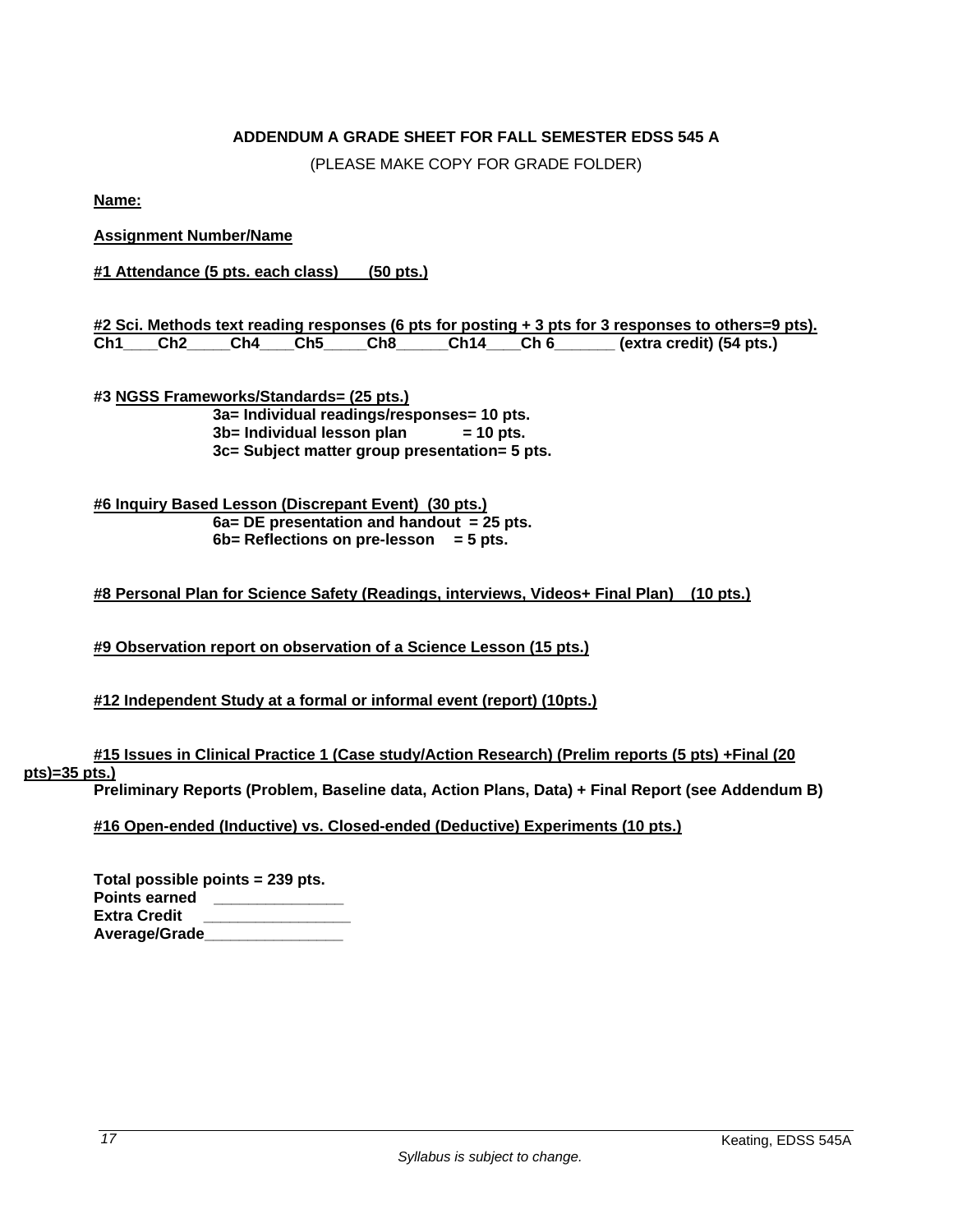**ADDENDUM A GRADE SHEET FOR FALL SEMESTER EDSS 545 A**

(PLEASE MAKE COPY FOR GRADE FOLDER)

**Name:**

**Assignment Number/Name**

**#1 Attendance (5 pts. each class) (50 pts.)**

**#2 Sci. Methods text reading responses (6 pts for posting + 3 pts for 3 responses to others=9 pts).**
**Ch1____Ch2_____Ch4____Ch5_____Ch8______Ch14____Ch 6_______ (extra credit) (54 pts.)**

**#3 NGSS Frameworks/Standards= (25 pts.)**

- **3a= Individual readings/responses= 10 pts.**
- **3b= Individual lesson plan = 10 pts.**
- **3c= Subject matter group presentation= 5 pts.**

**#6 Inquiry Based Lesson (Discrepant Event) (30 pts.)**

- **6a= DE presentation and handout = 25 pts.**
- **6b= Reflections on pre-lesson = 5 pts.**

**#8 Personal Plan for Science Safety (Readings, interviews, Videos+ Final Plan) (10 pts.)**

**#9 Observation report on observation of a Science Lesson (15 pts.)**

**#12 Independent Study at a formal or informal event (report) (10pts.)**

**#15 Issues in Clinical Practice 1 (Case study/Action Research) (Prelim reports (5 pts) +Final (20 pts)=35 pts.)**
**Preliminary Reports (Problem, Baseline data, Action Plans, Data) + Final Report (see Addendum B)**

**#16 Open-ended (Inductive) vs. Closed-ended (Deductive) Experiments (10 pts.)**

**Total possible points = 239 pts.**
**Points earned _______________**
**Extra Credit _________________**
**Average/Grade________________**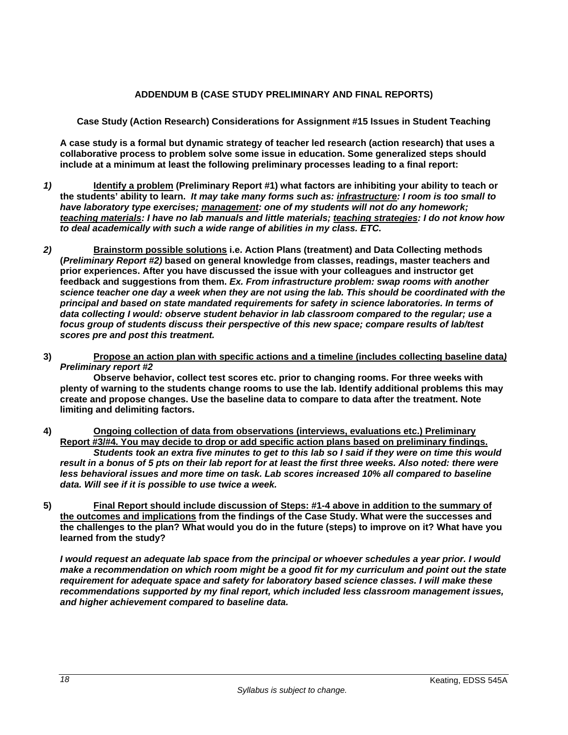## ADDENDUM B (CASE STUDY PRELIMINARY AND FINAL REPORTS)

**Case Study (Action Research) Considerations for Assignment #15 Issues in Student Teaching**

**A case study is a formal but dynamic strategy of teacher led research (action research) that uses a collaborative process to problem solve some issue in education. Some generalized steps should include at a minimum at least the following preliminary processes leading to a final report:**

***1)*** **Identify a problem (Preliminary Report #1) what factors are inhibiting your ability to teach or the students' ability to learn.** ***It may take many forms such as: infrastructure: I room is too small to have laboratory type exercises; management: one of my students will not do any homework; teaching materials: I have no lab manuals and little materials; teaching strategies: I do not know how to deal academically with such a wide range of abilities in my class. ETC.***

***2)*** **Brainstorm possible solutions i.e. Action Plans (treatment) and Data Collecting methods (*Preliminary Report #2*) based on general knowledge from classes, readings, master teachers and prior experiences. After you have discussed the issue with your colleagues and instructor get feedback and suggestions from them.** ***Ex. From infrastructure problem: swap rooms with another science teacher one day a week when they are not using the lab. This should be coordinated with the principal and based on state mandated requirements for safety in science laboratories. In terms of data collecting I would: observe student behavior in lab classroom compared to the regular; use a focus group of students discuss their perspective of this new space; compare results of lab/test scores pre and post this treatment.***

**3)** **Propose an action plan with specific actions and a timeline (includes collecting baseline data)** ***Preliminary report #2***

**Observe behavior, collect test scores etc. prior to changing rooms. For three weeks with plenty of warning to the students change rooms to use the lab. Identify additional problems this may create and propose changes. Use the baseline data to compare to data after the treatment. Note limiting and delimiting factors.**

**4)** **Ongoing collection of data from observations (interviews, evaluations etc.) Preliminary Report #3/#4. You may decide to drop or add specific action plans based on preliminary findings.**

***Students took an extra five minutes to get to this lab so I said if they were on time this would result in a bonus of 5 pts on their lab report for at least the first three weeks. Also noted: there were less behavioral issues and more time on task. Lab scores increased 10% all compared to baseline data. Will see if it is possible to use twice a week.***

**5)** **Final Report should include discussion of Steps: #1-4 above in addition to the summary of the outcomes and implications from the findings of the Case Study. What were the successes and the challenges to the plan? What would you do in the future (steps) to improve on it? What have you learned from the study?**

***I would request an adequate lab space from the principal or whoever schedules a year prior. I would make a recommendation on which room might be a good fit for my curriculum and point out the state requirement for adequate space and safety for laboratory based science classes. I will make these recommendations supported by my final report, which included less classroom management issues, and higher achievement compared to baseline data.***